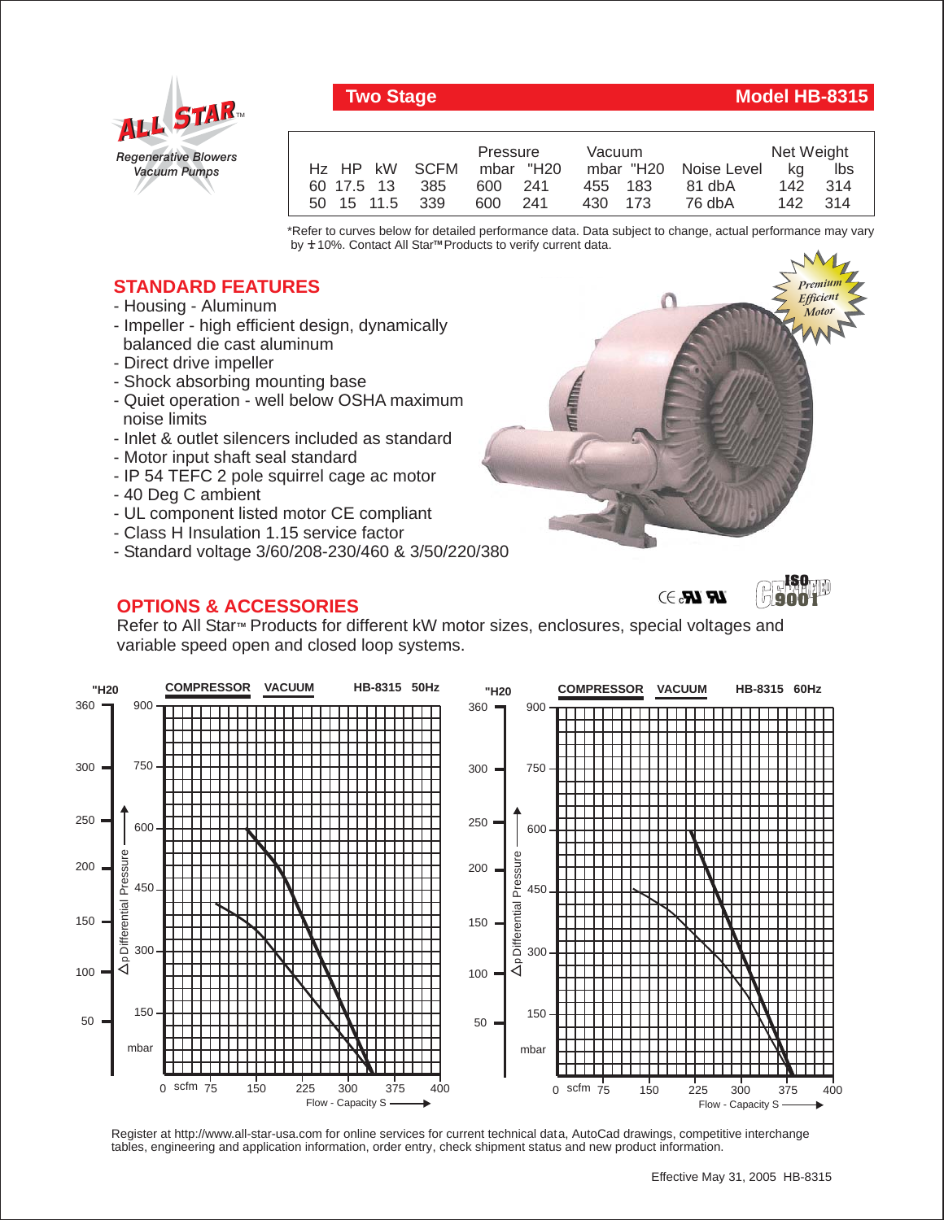ALL STAR™

*Regenerative Blowers*
*Vacuum Pumps*

## Two Stage — Model HB-8315

| Hz | HP | kW | SCFM | Pressure mbar | Pressure "H20 | Vacuum mbar | Vacuum "H20 | Noise Level | Net Weight kg | Net Weight lbs |
|---|---|---|---|---|---|---|---|---|---|---|
| 60 | 17.5 | 13 | 385 | 600 | 241 | 455 | 183 | 81 dbA | 142 | 314 |
| 50 | 15 | 11.5 | 339 | 600 | 241 | 430 | 173 | 76 dbA | 142 | 314 |

*Refer to curves below for detailed performance data. Data subject to change, actual performance may vary by ± 10%. Contact All Star™ Products to verify current data.

Premium Efficient Motor

## STANDARD FEATURES

- Housing - Aluminum
- Impeller - high efficient design, dynamically balanced die cast aluminum
- Direct drive impeller
- Shock absorbing mounting base
- Quiet operation - well below OSHA maximum noise limits
- Inlet & outlet silencers included as standard
- Motor input shaft seal standard
- IP 54 TEFC 2 pole squirrel cage ac motor
- 40 Deg C ambient
- UL component listed motor CE compliant
- Class H Insulation 1.15 service factor
- Standard voltage 3/60/208-230/460 & 3/50/220/380

## OPTIONS & ACCESSORIES

Refer to All Star™ Products for different kW motor sizes, enclosures, special voltages and variable speed open and closed loop systems.

**COMPRESSOR VACUUM HB-8315 50Hz**

"H20: 360, 300, 250, 200, 150, 100, 50
mbar: 900, 750, 600, 450, 300, 150
Δp Differential Pressure
Flow - Capacity S (scfm): 0, 75, 150, 225, 300, 375, 400

**COMPRESSOR VACUUM HB-8315 60Hz**

"H20: 360, 300, 250, 200, 150, 100, 50
mbar: 900, 750, 600, 450, 300, 150
Δp Differential Pressure
Flow - Capacity S (scfm): 0, 75, 150, 225, 300, 375, 400

Register at http://www.all-star-usa.com for online services for current technical data, AutoCad drawings, competitive interchange tables, engineering and application information, order entry, check shipment status and new product information.

Effective May 31, 2005 HB-8315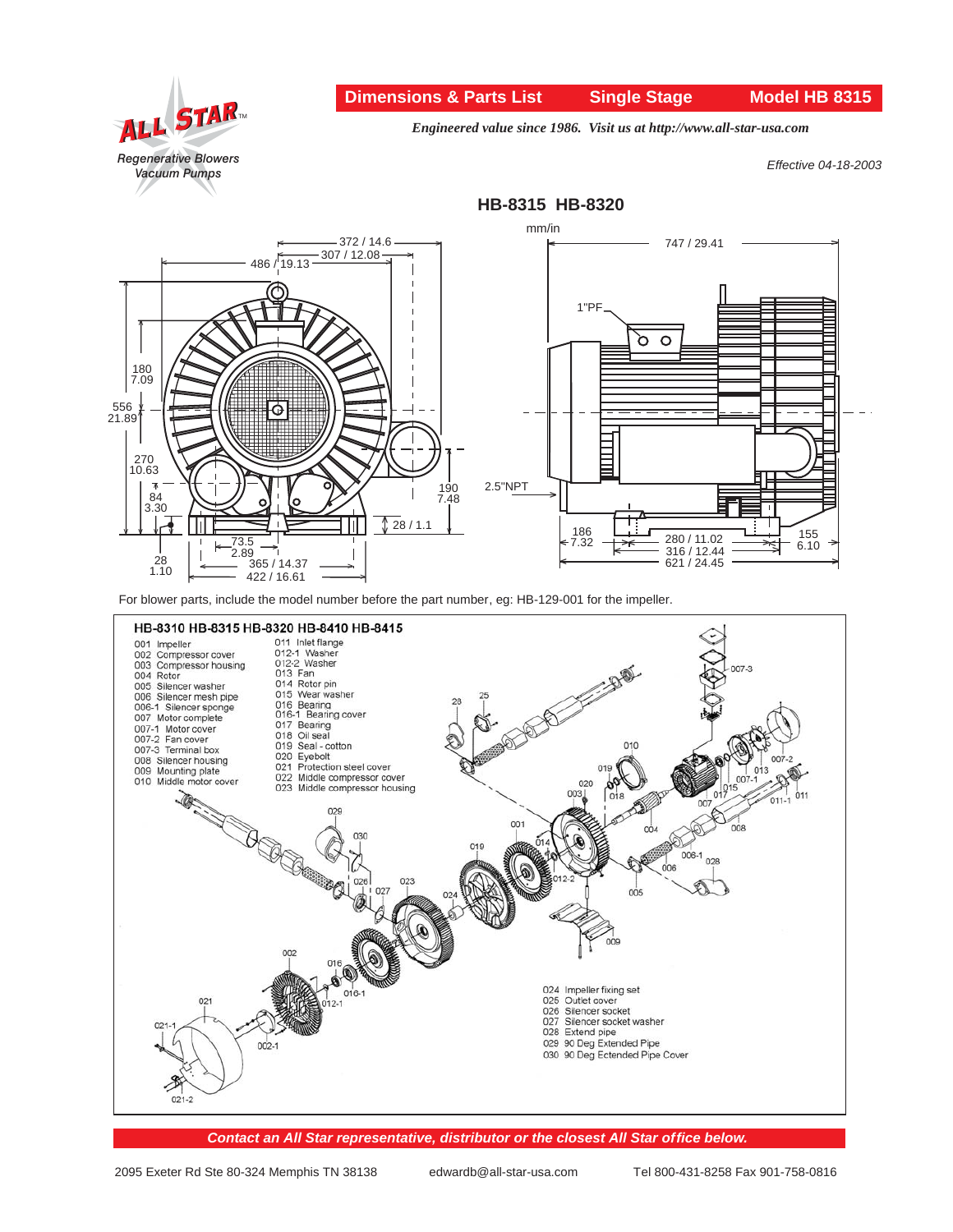Dimensions & Parts List | Single Stage | Model HB 8315

*Engineered value since 1986. Visit us at http://www.all-star-usa.com*

*Effective 04-18-2003*

## HB-8315 HB-8320

mm/in

372 / 14.6
307 / 12.08
486 / 19.13
180
7.09
556
21.89
270
10.63
84
3.30
28
1.10
73.5
2.89
365 / 14.37
422 / 16.61
190
7.48
28 / 1.1
747 / 29.41
1"PF
2.5"NPT
186
7.32
280 / 11.02
316 / 12.44
621 / 24.45
155
6.10

For blower parts, include the model number before the part number, eg: HB-129-001 for the impeller.

### HB-8310 HB-8315 HB-8320 HB-8410 HB-8415

001 Impeller
002 Compressor cover
003 Compressor housing
004 Rotor
005 Silencer washer
006 Silencer mesh pipe
006-1 Silencer sponge
007 Motor complete
007-1 Motor cover
007-2 Fan cover
007-3 Terminal box
008 Silencer housing
009 Mounting plate
010 Middle motor cover
011 Inlet flange
012-1 Washer
012-2 Washer
013 Fan
014 Rotor pin
015 Wear washer
016 Bearing
016-1 Bearing cover
017 Bearing
018 Oil seal
019 Seal - cotton
020 Eyebolt
021 Protection steel cover
022 Middle compressor cover
023 Middle compressor housing
024 Impeller fixing set
025 Outlet cover
026 Silencer socket
027 Silencer socket washer
028 Extend pipe
029 90 Deg Extended Pipe
030 90 Deg Ectended Pipe Cover

*Contact an All Star representative, distributor or the closest All Star office below.*

2095 Exeter Rd Ste 80-324 Memphis TN 38138 edwardb@all-star-usa.com Tel 800-431-8258 Fax 901-758-0816